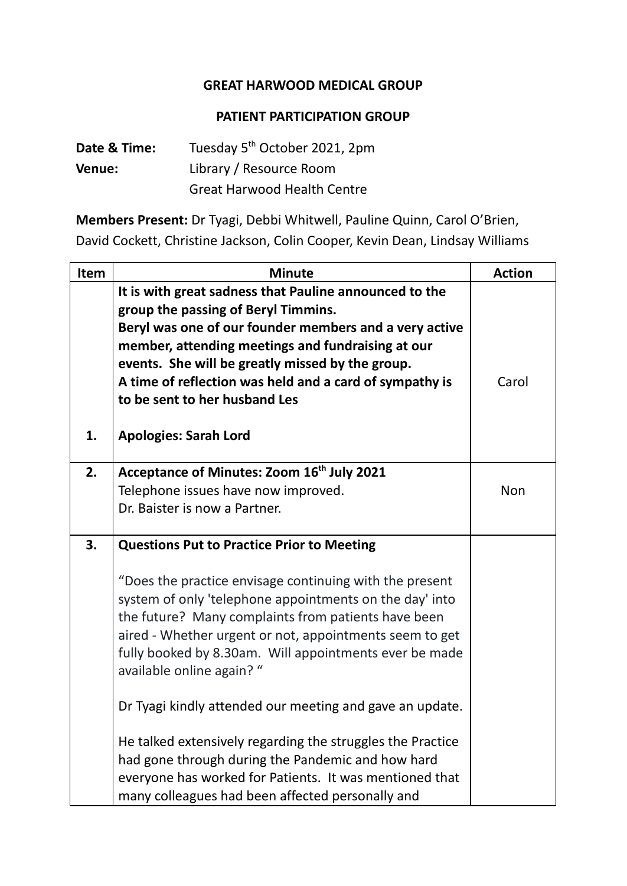**GREAT HARWOOD MEDICAL GROUP**

**PATIENT PARTICIPATION GROUP**

**Date & Time:** Tuesday 5th October 2021, 2pm
**Venue:** Library / Resource Room
Great Harwood Health Centre

**Members Present:** Dr Tyagi, Debbi Whitwell, Pauline Quinn, Carol O'Brien, David Cockett, Christine Jackson, Colin Cooper, Kevin Dean, Lindsay Williams

| Item | Minute | Action |
|---|---|---|
| | **It is with great sadness that Pauline announced to the group the passing of Beryl Timmins.** **Beryl was one of our founder members and a very active member, attending meetings and fundraising at our events. She will be greatly missed by the group.** **A time of reflection was held and a card of sympathy is to be sent to her husband Les** | Carol |
| 1. | **Apologies: Sarah Lord** | |
| 2. | **Acceptance of Minutes: Zoom 16th July 2021** Telephone issues have now improved. Dr. Baister is now a Partner. | Non |
| 3. | **Questions Put to Practice Prior to Meeting** "Does the practice envisage continuing with the present system of only 'telephone appointments on the day' into the future? Many complaints from patients have been aired - Whether urgent or not, appointments seem to get fully booked by 8.30am. Will appointments ever be made available online again? " Dr Tyagi kindly attended our meeting and gave an update. He talked extensively regarding the struggles the Practice had gone through during the Pandemic and how hard everyone has worked for Patients. It was mentioned that many colleagues had been affected personally and | |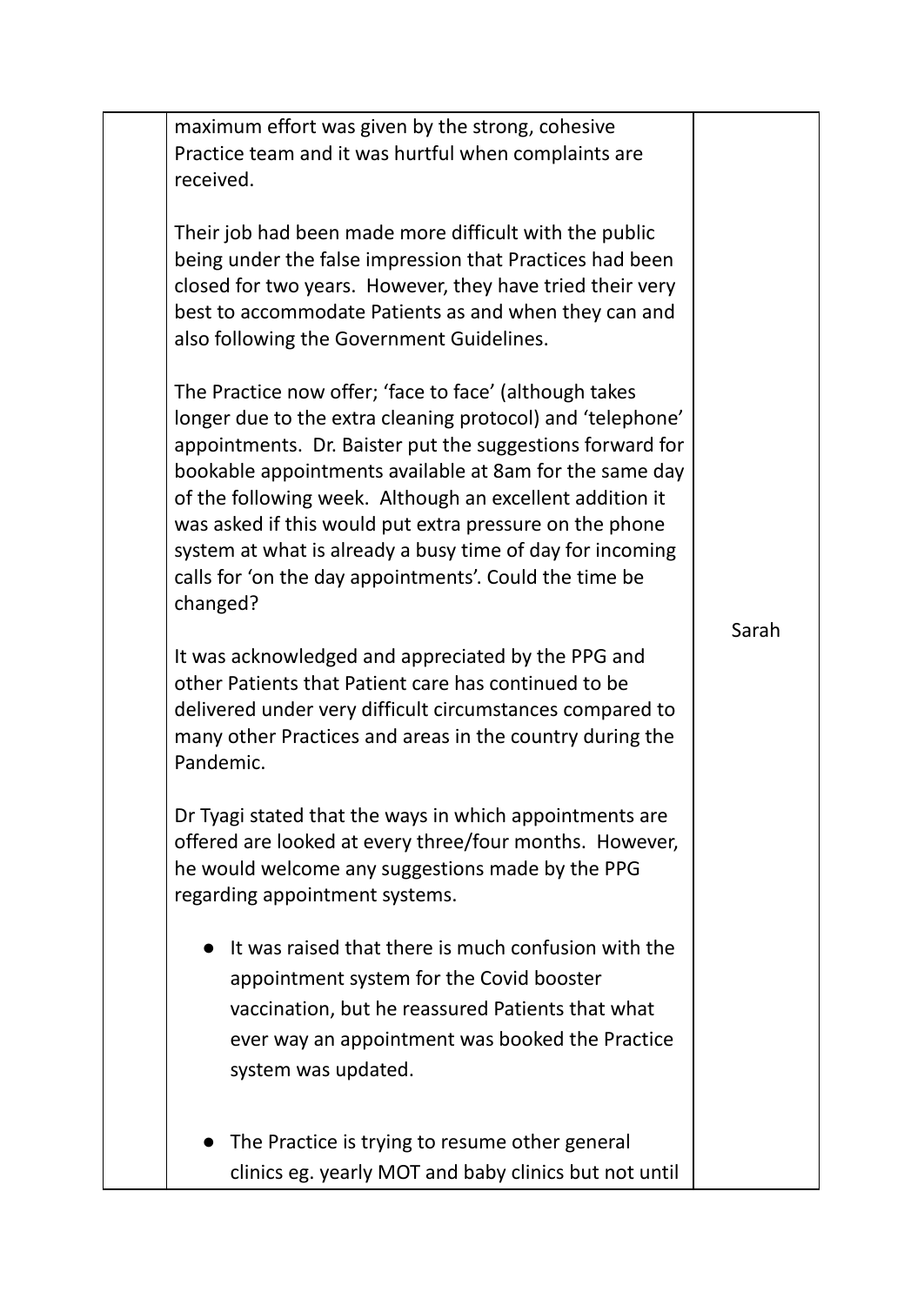| | | |
|---|---|---|
| | maximum effort was given by the strong, cohesive Practice team and it was hurtful when complaints are received.<br><br>Their job had been made more difficult with the public being under the false impression that Practices had been closed for two years. However, they have tried their very best to accommodate Patients as and when they can and also following the Government Guidelines.<br><br>The Practice now offer; 'face to face' (although takes longer due to the extra cleaning protocol) and 'telephone' appointments. Dr. Baister put the suggestions forward for bookable appointments available at 8am for the same day of the following week. Although an excellent addition it was asked if this would put extra pressure on the phone system at what is already a busy time of day for incoming calls for 'on the day appointments'. Could the time be changed?<br><br>It was acknowledged and appreciated by the PPG and other Patients that Patient care has continued to be delivered under very difficult circumstances compared to many other Practices and areas in the country during the Pandemic.<br><br>Dr Tyagi stated that the ways in which appointments are offered are looked at every three/four months. However, he would welcome any suggestions made by the PPG regarding appointment systems.<br><br>● It was raised that there is much confusion with the appointment system for the Covid booster vaccination, but he reassured Patients that what ever way an appointment was booked the Practice system was updated.<br><br>● The Practice is trying to resume other general clinics eg. yearly MOT and baby clinics but not until | Sarah |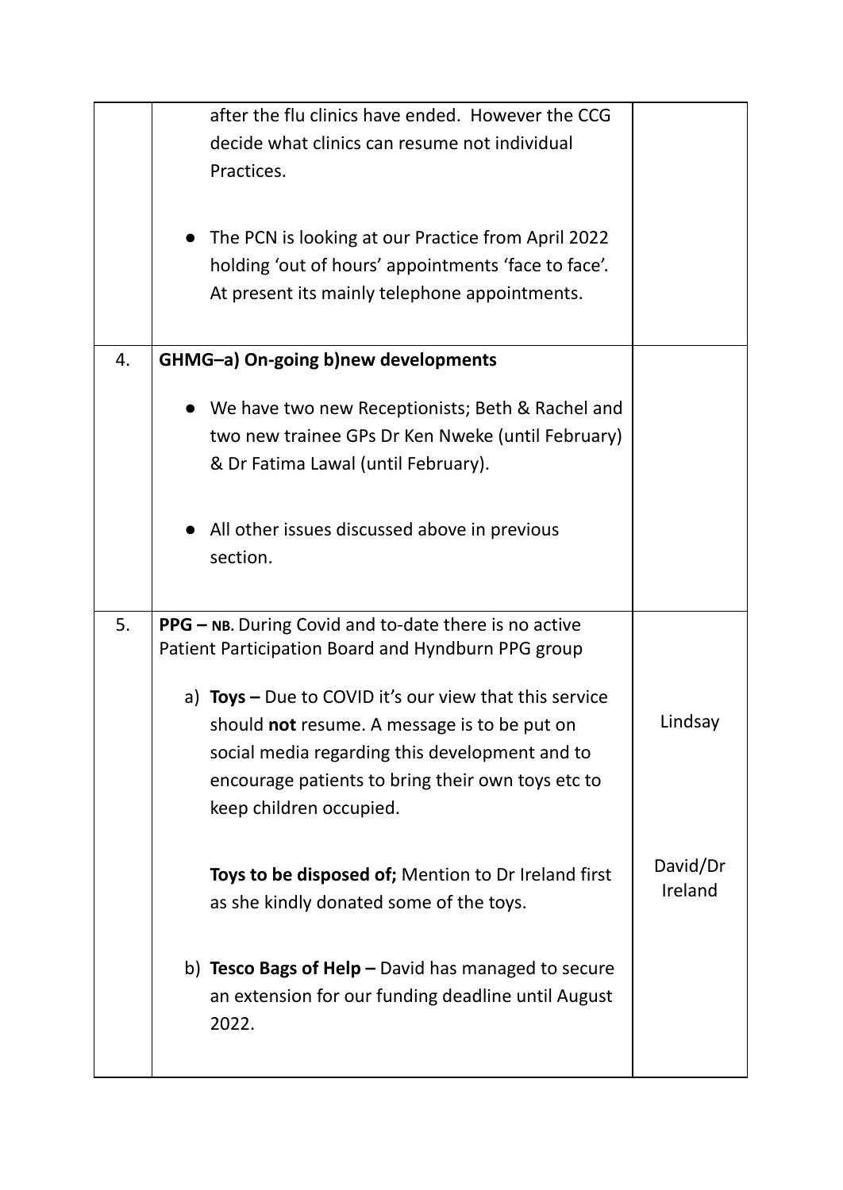| | | |
|---|---|---|
| | after the flu clinics have ended. However the CCG decide what clinics can resume not individual Practices.<br><br>● The PCN is looking at our Practice from April 2022 holding 'out of hours' appointments 'face to face'. At present its mainly telephone appointments. | |
| 4. | **GHMG–a) On-going b)new developments**<br><br>● We have two new Receptionists; Beth & Rachel and two new trainee GPs Dr Ken Nweke (until February) & Dr Fatima Lawal (until February).<br><br>● All other issues discussed above in previous section. | |
| 5. | **PPG – NB.** During Covid and to-date there is no active Patient Participation Board and Hyndburn PPG group<br><br>a) **Toys –** Due to COVID it's our view that this service should **not** resume. A message is to be put on social media regarding this development and to encourage patients to bring their own toys etc to keep children occupied.<br><br>**Toys to be disposed of;** Mention to Dr Ireland first as she kindly donated some of the toys.<br><br>b) **Tesco Bags of Help –** David has managed to secure an extension for our funding deadline until August 2022. | Lindsay<br><br>David/Dr Ireland |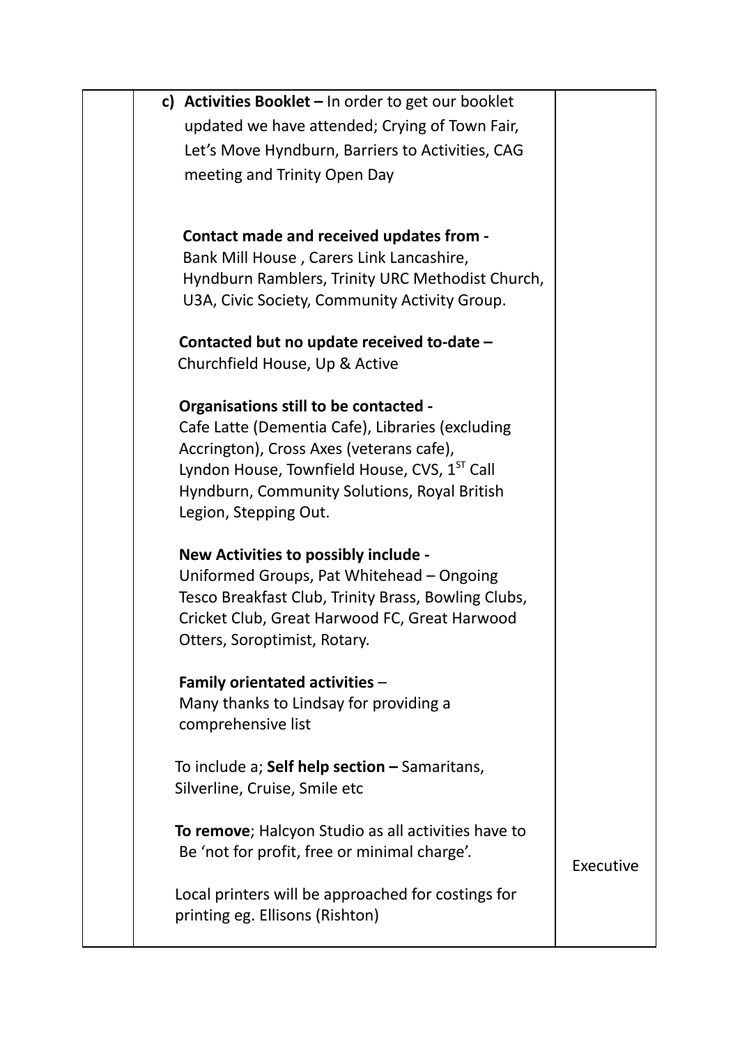|  | c) **Activities Booklet –** In order to get our booklet updated we have attended; Crying of Town Fair, Let's Move Hyndburn, Barriers to Activities, CAG meeting and Trinity Open Day<br><br>**Contact made and received updates from -** Bank Mill House , Carers Link Lancashire, Hyndburn Ramblers, Trinity URC Methodist Church, U3A, Civic Society, Community Activity Group.<br><br>**Contacted but no update received to-date –** Churchfield House, Up & Active<br><br>**Organisations still to be contacted -** Cafe Latte (Dementia Cafe), Libraries (excluding Accrington), Cross Axes (veterans cafe), Lyndon House, Townfield House, CVS, 1[ST] Call Hyndburn, Community Solutions, Royal British Legion, Stepping Out.<br><br>**New Activities to possibly include -** Uniformed Groups, Pat Whitehead – Ongoing Tesco Breakfast Club, Trinity Brass, Bowling Clubs, Cricket Club, Great Harwood FC, Great Harwood Otters, Soroptimist, Rotary.<br><br>**Family orientated activities** – Many thanks to Lindsay for providing a comprehensive list<br><br>To include a; **Self help section –** Samaritans, Silverline, Cruise, Smile etc<br><br>**To remove**; Halcyon Studio as all activities have to Be 'not for profit, free or minimal charge'.<br><br>Local printers will be approached for costings for printing eg. Ellisons (Rishton) | Executive |
|---|---|---|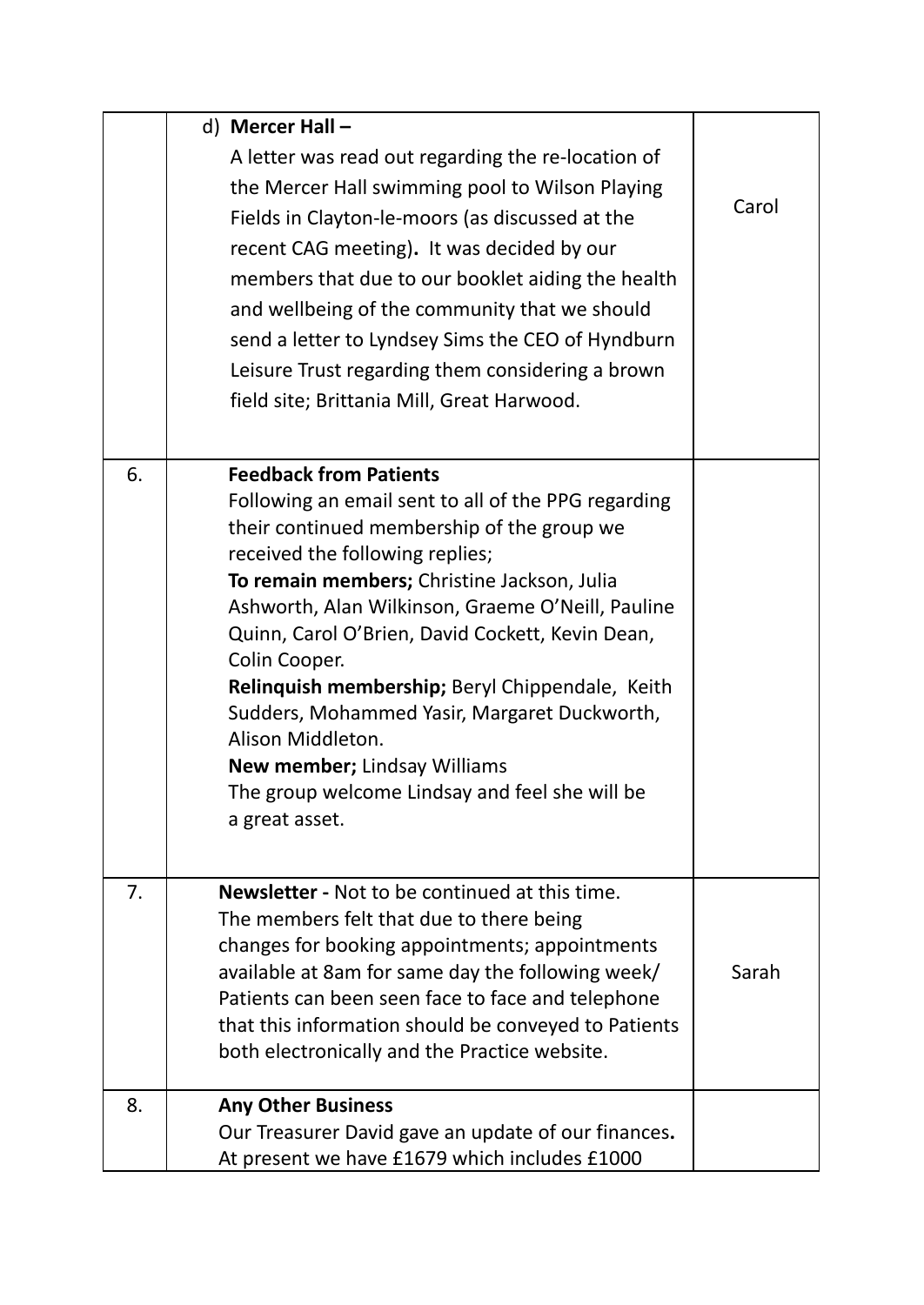|  |  |  |
|---|---|---|
|  | d) **Mercer Hall –** A letter was read out regarding the re-location of the Mercer Hall swimming pool to Wilson Playing Fields in Clayton-le-moors (as discussed at the recent CAG meeting)**.** It was decided by our members that due to our booklet aiding the health and wellbeing of the community that we should send a letter to Lyndsey Sims the CEO of Hyndburn Leisure Trust regarding them considering a brown field site; Brittania Mill, Great Harwood. | Carol |
| 6. | **Feedback from Patients** Following an email sent to all of the PPG regarding their continued membership of the group we received the following replies; **To remain members;** Christine Jackson, Julia Ashworth, Alan Wilkinson, Graeme O'Neill, Pauline Quinn, Carol O'Brien, David Cockett, Kevin Dean, Colin Cooper. **Relinquish membership;** Beryl Chippendale, Keith Sudders, Mohammed Yasir, Margaret Duckworth, Alison Middleton. **New member;** Lindsay Williams The group welcome Lindsay and feel she will be a great asset. |  |
| 7. | **Newsletter -** Not to be continued at this time. The members felt that due to there being changes for booking appointments; appointments available at 8am for same day the following week/ Patients can been seen face to face and telephone that this information should be conveyed to Patients both electronically and the Practice website. | Sarah |
| 8. | **Any Other Business** Our Treasurer David gave an update of our finances**.** At present we have £1679 which includes £1000 |  |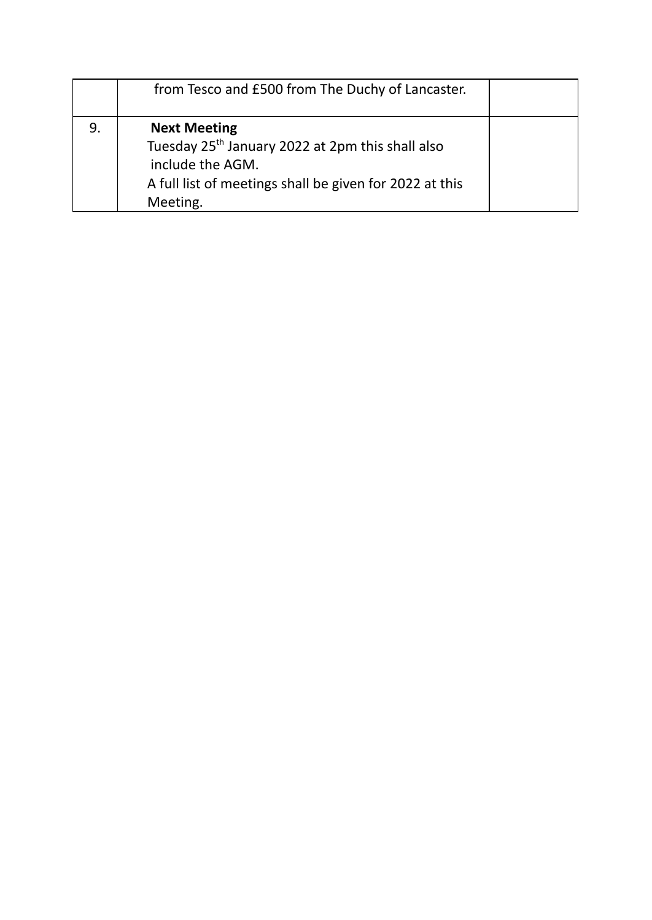| | | |
|---|---|---|
| | from Tesco and £500 from The Duchy of Lancaster. | |
| 9. | **Next Meeting**<br>Tuesday 25th January 2022 at 2pm this shall also include the AGM.<br>A full list of meetings shall be given for 2022 at this Meeting. | |